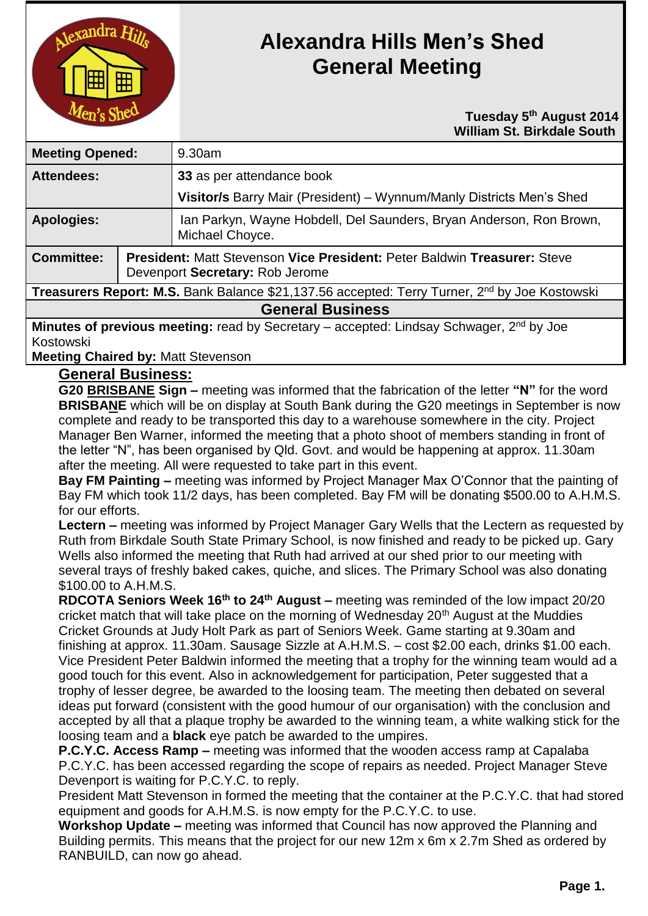# Alexandra Hills Men's Shed General Meeting

**Tuesday 5th August 2014**
**William St. Birkdale South**

| | |
|---|---|
| **Meeting Opened:** | 9.30am |
| **Attendees:** | **33** as per attendance book<br>**Visitor/s** Barry Mair (President) – Wynnum/Manly Districts Men's Shed |
| **Apologies:** | Ian Parkyn, Wayne Hobdell, Del Saunders, Bryan Anderson, Ron Brown, Michael Choyce. |
| **Committee:** | **President:** Matt Stevenson **Vice President:** Peter Baldwin **Treasurer:** Steve Devenport **Secretary:** Rob Jerome |

**Treasurers Report: M.S.** Bank Balance $21,137.56 accepted: Terry Turner, 2nd by Joe Kostowski

## General Business

**Minutes of previous meeting:** read by Secretary – accepted: Lindsay Schwager, 2nd by Joe Kostowski

**Meeting Chaired by:** Matt Stevenson

## General Business:

**G20 BRISBANE Sign –** meeting was informed that the fabrication of the letter **"N"** for the word **BRISBANE** which will be on display at South Bank during the G20 meetings in September is now complete and ready to be transported this day to a warehouse somewhere in the city. Project Manager Ben Warner, informed the meeting that a photo shoot of members standing in front of the letter "N", has been organised by Qld. Govt. and would be happening at approx. 11.30am after the meeting. All were requested to take part in this event.

**Bay FM Painting –** meeting was informed by Project Manager Max O'Connor that the painting of Bay FM which took 11/2 days, has been completed. Bay FM will be donating $500.00 to A.H.M.S. for our efforts.

**Lectern –** meeting was informed by Project Manager Gary Wells that the Lectern as requested by Ruth from Birkdale South State Primary School, is now finished and ready to be picked up. Gary Wells also informed the meeting that Ruth had arrived at our shed prior to our meeting with several trays of freshly baked cakes, quiche, and slices. The Primary School was also donating $100.00 to A.H.M.S.

**RDCOTA Seniors Week 16th to 24th August –** meeting was reminded of the low impact 20/20 cricket match that will take place on the morning of Wednesday 20th August at the Muddies Cricket Grounds at Judy Holt Park as part of Seniors Week. Game starting at 9.30am and finishing at approx. 11.30am. Sausage Sizzle at A.H.M.S. – cost $2.00 each, drinks $1.00 each. Vice President Peter Baldwin informed the meeting that a trophy for the winning team would ad a good touch for this event. Also in acknowledgement for participation, Peter suggested that a trophy of lesser degree, be awarded to the loosing team. The meeting then debated on several ideas put forward (consistent with the good humour of our organisation) with the conclusion and accepted by all that a plaque trophy be awarded to the winning team, a white walking stick for the loosing team and a **black** eye patch be awarded to the umpires.

**P.C.Y.C. Access Ramp –** meeting was informed that the wooden access ramp at Capalaba P.C.Y.C. has been accessed regarding the scope of repairs as needed. Project Manager Steve Devenport is waiting for P.C.Y.C. to reply.

President Matt Stevenson in formed the meeting that the container at the P.C.Y.C. that had stored equipment and goods for A.H.M.S. is now empty for the P.C.Y.C. to use.

**Workshop Update –** meeting was informed that Council has now approved the Planning and Building permits. This means that the project for our new 12m x 6m x 2.7m Shed as ordered by RANBUILD, can now go ahead.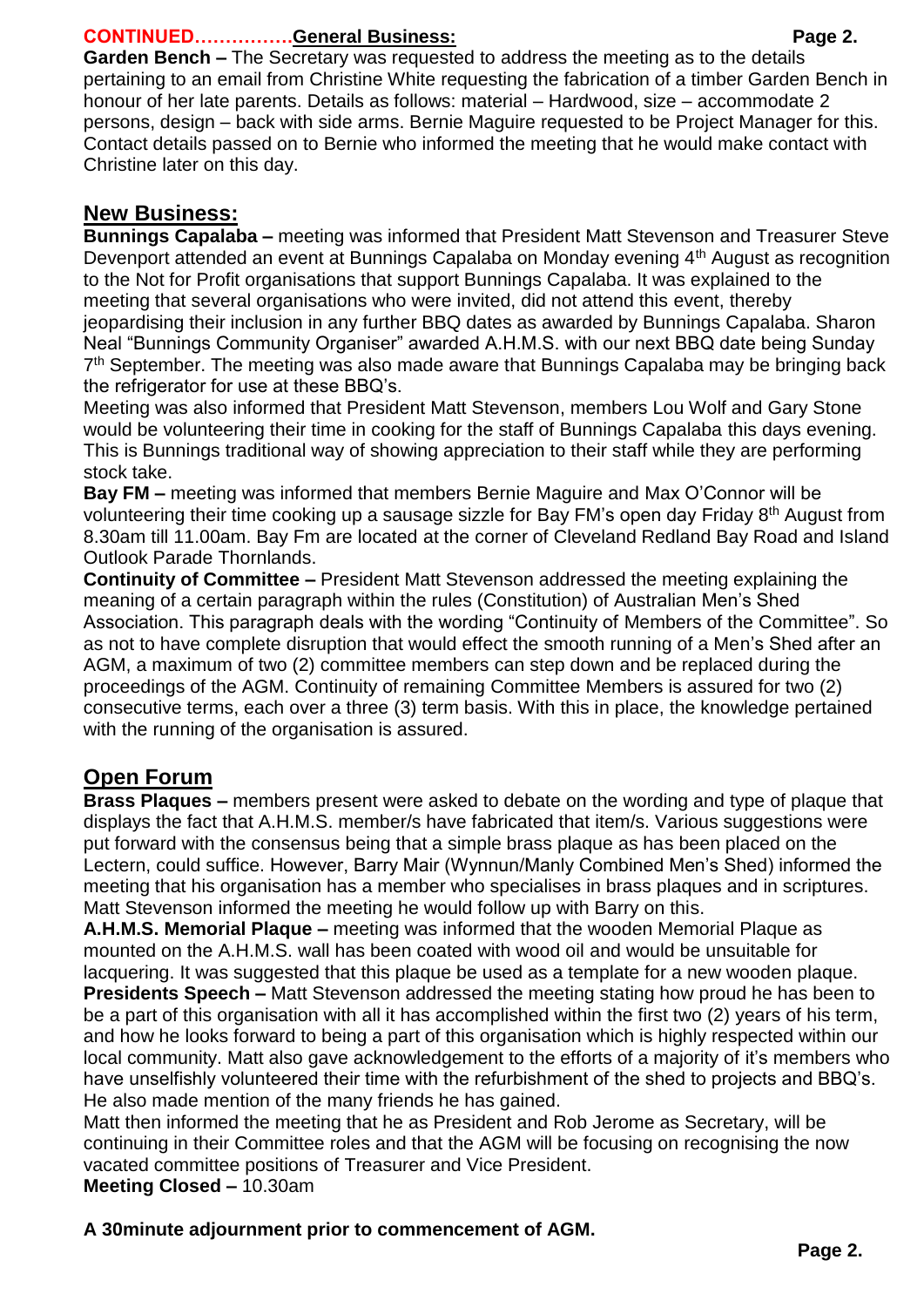**CONTINUED…………….General Business:**

**Garden Bench –** The Secretary was requested to address the meeting as to the details pertaining to an email from Christine White requesting the fabrication of a timber Garden Bench in honour of her late parents. Details as follows: material – Hardwood, size – accommodate 2 persons, design – back with side arms. Bernie Maguire requested to be Project Manager for this. Contact details passed on to Bernie who informed the meeting that he would make contact with Christine later on this day.

## New Business:

**Bunnings Capalaba –** meeting was informed that President Matt Stevenson and Treasurer Steve Devenport attended an event at Bunnings Capalaba on Monday evening 4th August as recognition to the Not for Profit organisations that support Bunnings Capalaba. It was explained to the meeting that several organisations who were invited, did not attend this event, thereby jeopardising their inclusion in any further BBQ dates as awarded by Bunnings Capalaba. Sharon Neal "Bunnings Community Organiser" awarded A.H.M.S. with our next BBQ date being Sunday 7th September. The meeting was also made aware that Bunnings Capalaba may be bringing back the refrigerator for use at these BBQ's.

Meeting was also informed that President Matt Stevenson, members Lou Wolf and Gary Stone would be volunteering their time in cooking for the staff of Bunnings Capalaba this days evening. This is Bunnings traditional way of showing appreciation to their staff while they are performing stock take.

**Bay FM –** meeting was informed that members Bernie Maguire and Max O'Connor will be volunteering their time cooking up a sausage sizzle for Bay FM's open day Friday 8th August from 8.30am till 11.00am. Bay Fm are located at the corner of Cleveland Redland Bay Road and Island Outlook Parade Thornlands.

**Continuity of Committee –** President Matt Stevenson addressed the meeting explaining the meaning of a certain paragraph within the rules (Constitution) of Australian Men's Shed Association. This paragraph deals with the wording "Continuity of Members of the Committee". So as not to have complete disruption that would effect the smooth running of a Men's Shed after an AGM, a maximum of two (2) committee members can step down and be replaced during the proceedings of the AGM. Continuity of remaining Committee Members is assured for two (2) consecutive terms, each over a three (3) term basis. With this in place, the knowledge pertained with the running of the organisation is assured.

## Open Forum

**Brass Plaques –** members present were asked to debate on the wording and type of plaque that displays the fact that A.H.M.S. member/s have fabricated that item/s. Various suggestions were put forward with the consensus being that a simple brass plaque as has been placed on the Lectern, could suffice. However, Barry Mair (Wynnun/Manly Combined Men's Shed) informed the meeting that his organisation has a member who specialises in brass plaques and in scriptures. Matt Stevenson informed the meeting he would follow up with Barry on this.

**A.H.M.S. Memorial Plaque –** meeting was informed that the wooden Memorial Plaque as mounted on the A.H.M.S. wall has been coated with wood oil and would be unsuitable for lacquering. It was suggested that this plaque be used as a template for a new wooden plaque.

**Presidents Speech –** Matt Stevenson addressed the meeting stating how proud he has been to be a part of this organisation with all it has accomplished within the first two (2) years of his term, and how he looks forward to being a part of this organisation which is highly respected within our local community. Matt also gave acknowledgement to the efforts of a majority of it's members who have unselfishly volunteered their time with the refurbishment of the shed to projects and BBQ's. He also made mention of the many friends he has gained.

Matt then informed the meeting that he as President and Rob Jerome as Secretary, will be continuing in their Committee roles and that the AGM will be focusing on recognising the now vacated committee positions of Treasurer and Vice President.

**Meeting Closed –** 10.30am

**A 30minute adjournment prior to commencement of AGM.**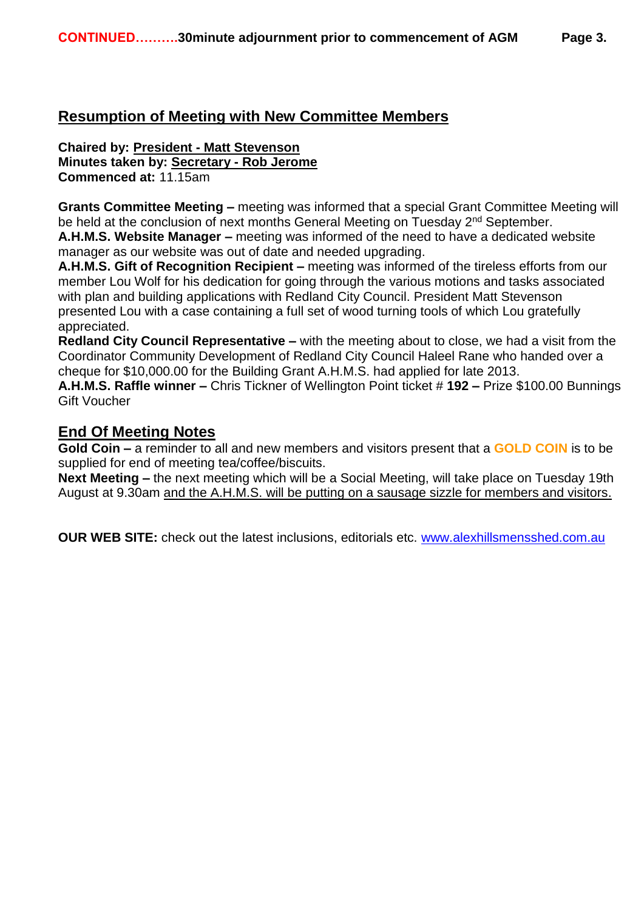**CONTINUED……….30minute adjournment prior to commencement of AGM**

## Resumption of Meeting with New Committee Members

**Chaired by: President - Matt Stevenson**
**Minutes taken by: Secretary - Rob Jerome**
**Commenced at:** 11.15am

**Grants Committee Meeting –** meeting was informed that a special Grant Committee Meeting will be held at the conclusion of next months General Meeting on Tuesday 2nd September.
**A.H.M.S. Website Manager –** meeting was informed of the need to have a dedicated website manager as our website was out of date and needed upgrading.
**A.H.M.S. Gift of Recognition Recipient –** meeting was informed of the tireless efforts from our member Lou Wolf for his dedication for going through the various motions and tasks associated with plan and building applications with Redland City Council. President Matt Stevenson presented Lou with a case containing a full set of wood turning tools of which Lou gratefully appreciated.
**Redland City Council Representative –** with the meeting about to close, we had a visit from the Coordinator Community Development of Redland City Council Haleel Rane who handed over a cheque for $10,000.00 for the Building Grant A.H.M.S. had applied for late 2013.
**A.H.M.S. Raffle winner –** Chris Tickner of Wellington Point ticket # **192 –** Prize $100.00 Bunnings Gift Voucher

## End Of Meeting Notes

**Gold Coin –** a reminder to all and new members and visitors present that a **GOLD COIN** is to be supplied for end of meeting tea/coffee/biscuits.
**Next Meeting –** the next meeting which will be a Social Meeting, will take place on Tuesday 19th August at 9.30am and the A.H.M.S. will be putting on a sausage sizzle for members and visitors.

**OUR WEB SITE:** check out the latest inclusions, editorials etc. www.alexhillsmensshed.com.au